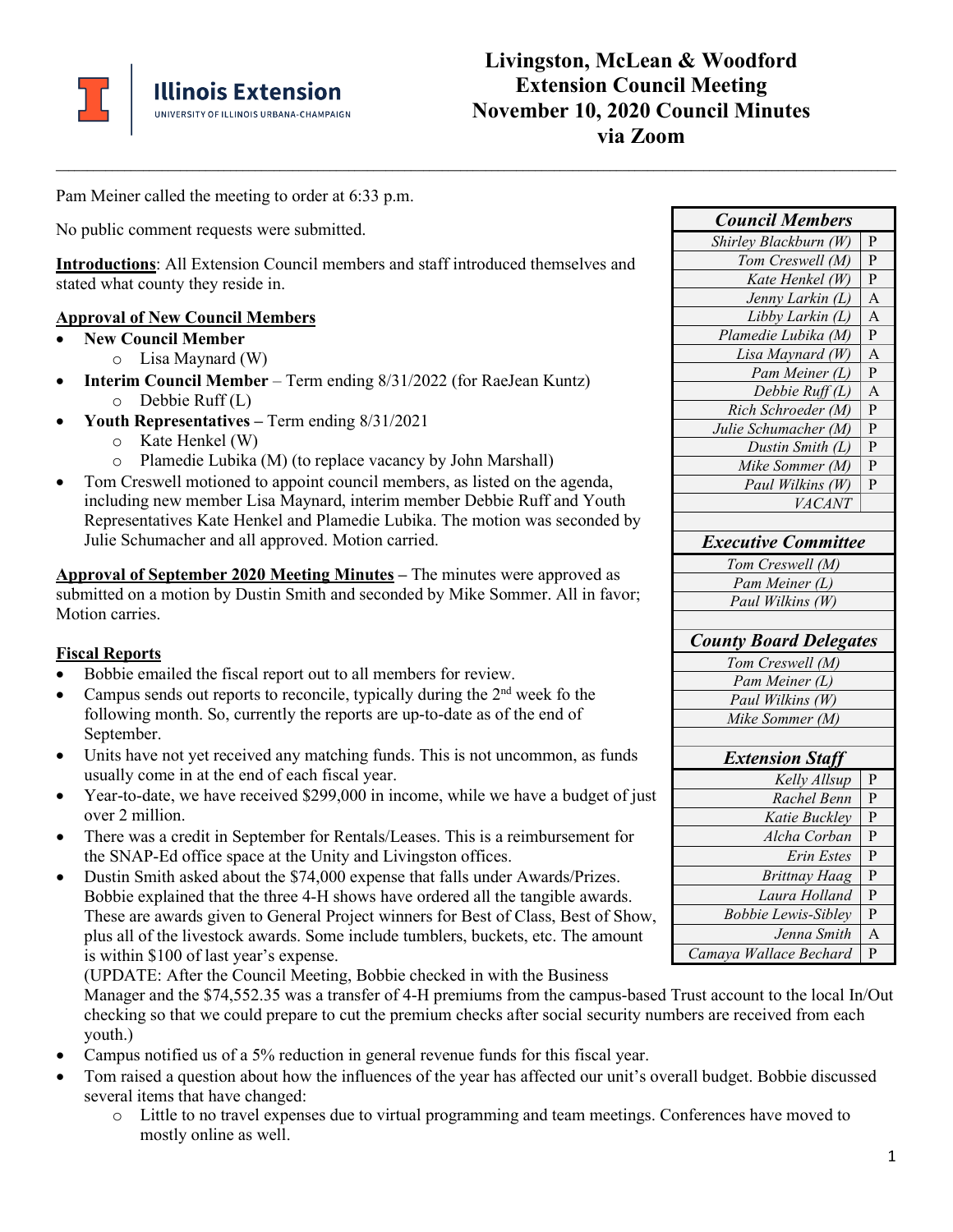# Livingston, McLean & Woodford Extension Council Meeting November 10, 2020 Council Minutes via Zoom

Pam Meiner called the meeting to order at 6:33 p.m.

No public comment requests were submitted.

**Introductions**: All Extension Council members and staff introduced themselves and stated what county they reside in.

**Approval of New Council Members**

- **New Council Member**
  - Lisa Maynard (W)
- **Interim Council Member** – Term ending 8/31/2022 (for RaeJean Kuntz)
  - Debbie Ruff (L)
- **Youth Representatives –** Term ending 8/31/2021
  - Kate Henkel (W)
  - Plamedie Lubika (M) (to replace vacancy by John Marshall)
- Tom Creswell motioned to appoint council members, as listed on the agenda, including new member Lisa Maynard, interim member Debbie Ruff and Youth Representatives Kate Henkel and Plamedie Lubika. The motion was seconded by Julie Schumacher and all approved. Motion carried.

| *Council Members* | |
|---|---|
| *Shirley Blackburn (W)* | P |
| *Tom Creswell (M)* | P |
| *Kate Henkel (W)* | P |
| *Jenny Larkin (L)* | A |
| *Libby Larkin (L)* | A |
| *Plamedie Lubika (M)* | P |
| *Lisa Maynard (W)* | A |
| *Pam Meiner (L)* | P |
| *Debbie Ruff (L)* | A |
| *Rich Schroeder (M)* | P |
| *Julie Schumacher (M)* | P |
| *Dustin Smith (L)* | P |
| *Mike Sommer (M)* | P |
| *Paul Wilkins (W)* | P |
| *VACANT* | |
| | |
| ***Executive Committee*** | |
| *Tom Creswell (M)* | |
| *Pam Meiner (L)* | |
| *Paul Wilkins (W)* | |
| | |
| ***County Board Delegates*** | |
| *Tom Creswell (M)* | |
| *Pam Meiner (L)* | |
| *Paul Wilkins (W)* | |
| *Mike Sommer (M)* | |
| | |
| ***Extension Staff*** | |
| *Kelly Allsup* | P |
| *Rachel Benn* | P |
| *Katie Buckley* | P |
| *Alcha Corban* | P |
| *Erin Estes* | P |
| *Brittnay Haag* | P |
| *Laura Holland* | P |
| *Bobbie Lewis-Sibley* | P |
| *Jenna Smith* | A |
| *Camaya Wallace Bechard* | P |

**Approval of September 2020 Meeting Minutes –** The minutes were approved as submitted on a motion by Dustin Smith and seconded by Mike Sommer. All in favor; Motion carries.

**Fiscal Reports**

- Bobbie emailed the fiscal report out to all members for review.
- Campus sends out reports to reconcile, typically during the 2nd week fo the following month. So, currently the reports are up-to-date as of the end of September.
- Units have not yet received any matching funds. This is not uncommon, as funds usually come in at the end of each fiscal year.
- Year-to-date, we have received $299,000 in income, while we have a budget of just over 2 million.
- There was a credit in September for Rentals/Leases. This is a reimbursement for the SNAP-Ed office space at the Unity and Livingston offices.
- Dustin Smith asked about the $74,000 expense that falls under Awards/Prizes. Bobbie explained that the three 4-H shows have ordered all the tangible awards. These are awards given to General Project winners for Best of Class, Best of Show, plus all of the livestock awards. Some include tumblers, buckets, etc. The amount is within $100 of last year's expense.
  (UPDATE: After the Council Meeting, Bobbie checked in with the Business Manager and the $74,552.35 was a transfer of 4-H premiums from the campus-based Trust account to the local In/Out checking so that we could prepare to cut the premium checks after social security numbers are received from each youth.)
- Campus notified us of a 5% reduction in general revenue funds for this fiscal year.
- Tom raised a question about how the influences of the year has affected our unit's overall budget. Bobbie discussed several items that have changed:
  - Little to no travel expenses due to virtual programming and team meetings. Conferences have moved to mostly online as well.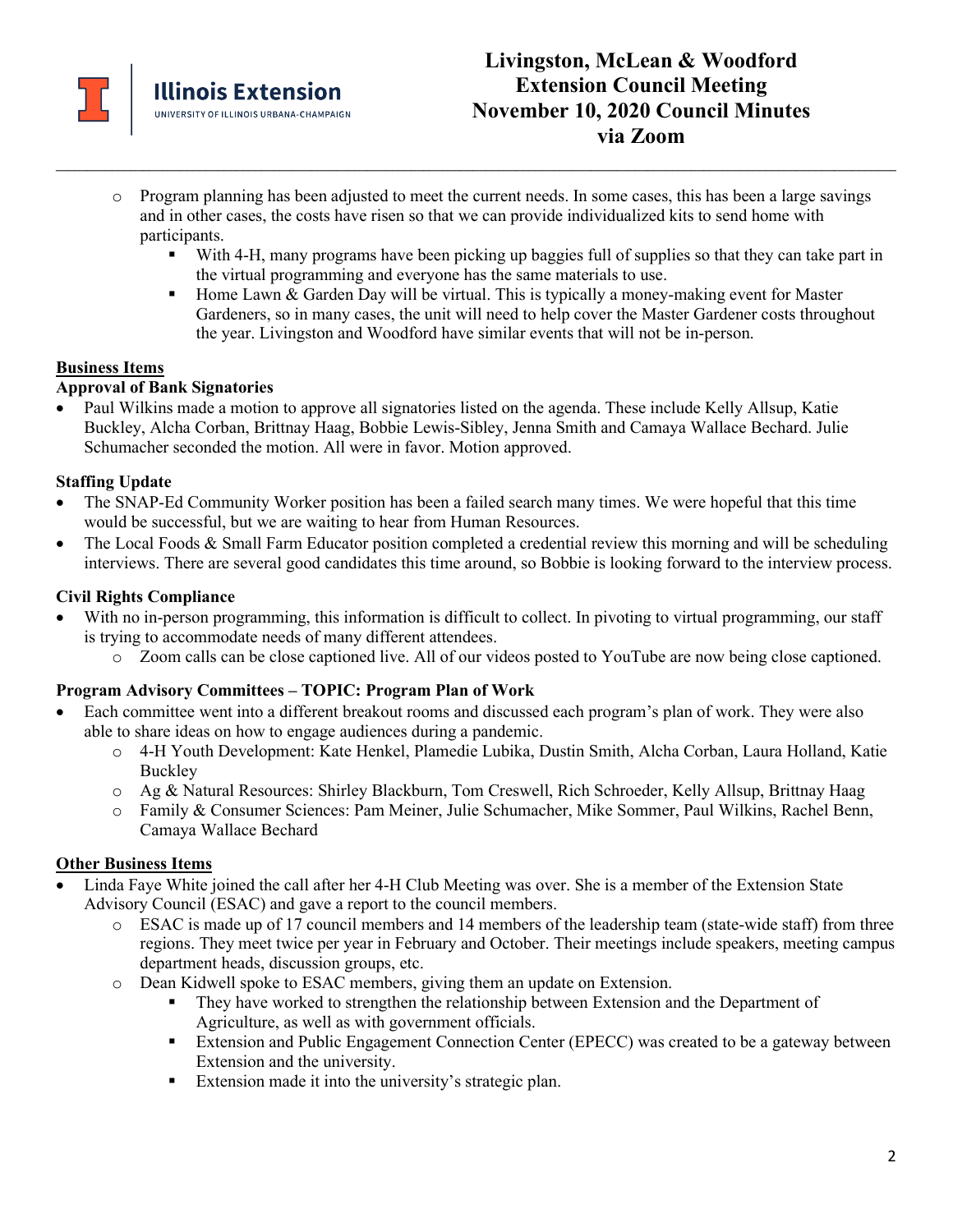- Program planning has been adjusted to meet the current needs. In some cases, this has been a large savings and in other cases, the costs have risen so that we can provide individualized kits to send home with participants.
  - With 4-H, many programs have been picking up baggies full of supplies so that they can take part in the virtual programming and everyone has the same materials to use.
  - Home Lawn & Garden Day will be virtual. This is typically a money-making event for Master Gardeners, so in many cases, the unit will need to help cover the Master Gardener costs throughout the year. Livingston and Woodford have similar events that will not be in-person.

## Business Items

### Approval of Bank Signatories

- Paul Wilkins made a motion to approve all signatories listed on the agenda. These include Kelly Allsup, Katie Buckley, Alcha Corban, Brittnay Haag, Bobbie Lewis-Sibley, Jenna Smith and Camaya Wallace Bechard. Julie Schumacher seconded the motion. All were in favor. Motion approved.

### Staffing Update

- The SNAP-Ed Community Worker position has been a failed search many times. We were hopeful that this time would be successful, but we are waiting to hear from Human Resources.
- The Local Foods & Small Farm Educator position completed a credential review this morning and will be scheduling interviews. There are several good candidates this time around, so Bobbie is looking forward to the interview process.

### Civil Rights Compliance

- With no in-person programming, this information is difficult to collect. In pivoting to virtual programming, our staff is trying to accommodate needs of many different attendees.
  - Zoom calls can be close captioned live. All of our videos posted to YouTube are now being close captioned.

### Program Advisory Committees – TOPIC: Program Plan of Work

- Each committee went into a different breakout rooms and discussed each program's plan of work. They were also able to share ideas on how to engage audiences during a pandemic.
  - 4-H Youth Development: Kate Henkel, Plamedie Lubika, Dustin Smith, Alcha Corban, Laura Holland, Katie Buckley
  - Ag & Natural Resources: Shirley Blackburn, Tom Creswell, Rich Schroeder, Kelly Allsup, Brittnay Haag
  - Family & Consumer Sciences: Pam Meiner, Julie Schumacher, Mike Sommer, Paul Wilkins, Rachel Benn, Camaya Wallace Bechard

## Other Business Items

- Linda Faye White joined the call after her 4-H Club Meeting was over. She is a member of the Extension State Advisory Council (ESAC) and gave a report to the council members.
  - ESAC is made up of 17 council members and 14 members of the leadership team (state-wide staff) from three regions. They meet twice per year in February and October. Their meetings include speakers, meeting campus department heads, discussion groups, etc.
  - Dean Kidwell spoke to ESAC members, giving them an update on Extension.
    - They have worked to strengthen the relationship between Extension and the Department of Agriculture, as well as with government officials.
    - Extension and Public Engagement Connection Center (EPECC) was created to be a gateway between Extension and the university.
    - Extension made it into the university's strategic plan.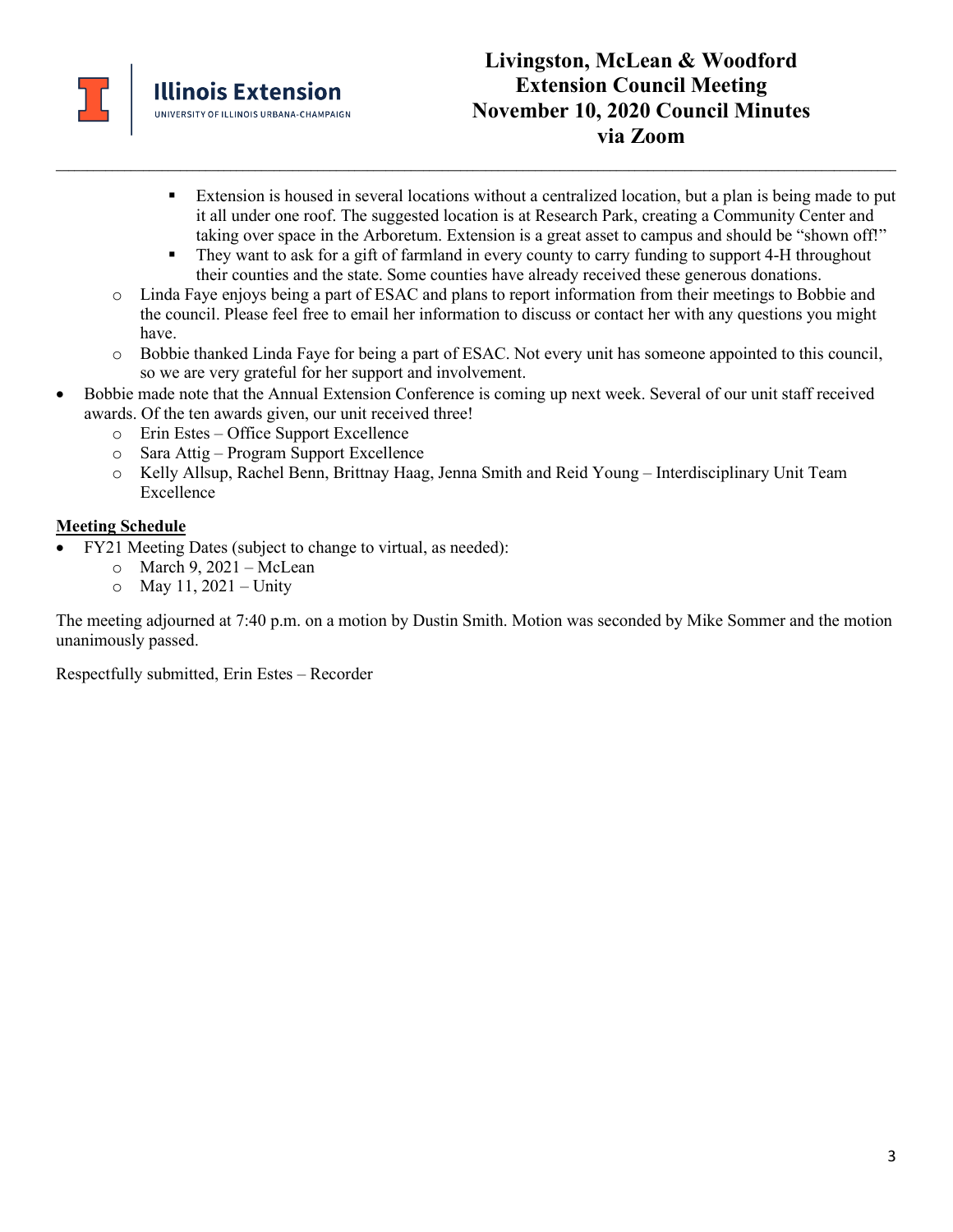- Extension is housed in several locations without a centralized location, but a plan is being made to put it all under one roof. The suggested location is at Research Park, creating a Community Center and taking over space in the Arboretum. Extension is a great asset to campus and should be "shown off!"
    - They want to ask for a gift of farmland in every county to carry funding to support 4-H throughout their counties and the state. Some counties have already received these generous donations.
  - Linda Faye enjoys being a part of ESAC and plans to report information from their meetings to Bobbie and the council. Please feel free to email her information to discuss or contact her with any questions you might have.
  - Bobbie thanked Linda Faye for being a part of ESAC. Not every unit has someone appointed to this council, so we are very grateful for her support and involvement.
- Bobbie made note that the Annual Extension Conference is coming up next week. Several of our unit staff received awards. Of the ten awards given, our unit received three!
  - Erin Estes – Office Support Excellence
  - Sara Attig – Program Support Excellence
  - Kelly Allsup, Rachel Benn, Brittnay Haag, Jenna Smith and Reid Young – Interdisciplinary Unit Team Excellence

**Meeting Schedule**

- FY21 Meeting Dates (subject to change to virtual, as needed):
  - March 9, 2021 – McLean
  - May 11, 2021 – Unity

The meeting adjourned at 7:40 p.m. on a motion by Dustin Smith. Motion was seconded by Mike Sommer and the motion unanimously passed.

Respectfully submitted, Erin Estes – Recorder